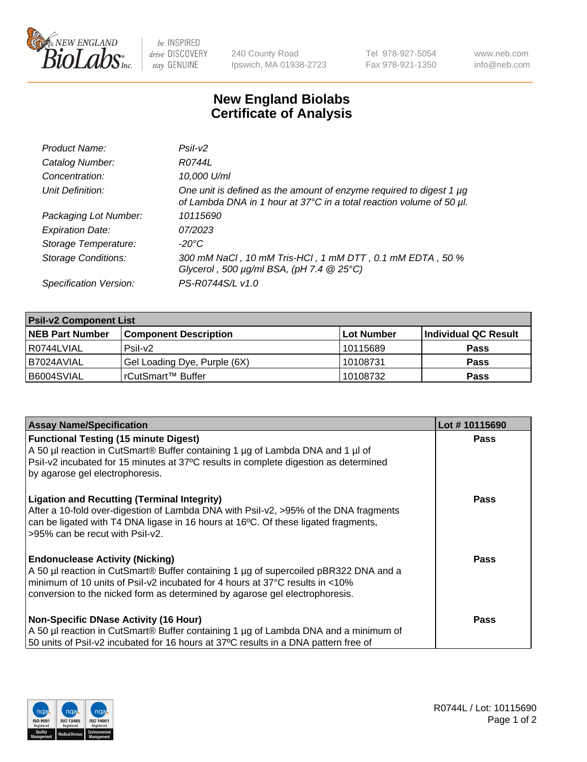# New England Biolabs Certificate of Analysis

| | |
|---|---|
| *Product Name:* | *PsiI-v2* |
| *Catalog Number:* | *R0744L* |
| *Concentration:* | *10,000 U/ml* |
| *Unit Definition:* | *One unit is defined as the amount of enzyme required to digest 1 µg of Lambda DNA in 1 hour at 37°C in a total reaction volume of 50 µl.* |
| *Packaging Lot Number:* | *10115690* |
| *Expiration Date:* | *07/2023* |
| *Storage Temperature:* | *-20°C* |
| *Storage Conditions:* | *300 mM NaCl , 10 mM Tris-HCl , 1 mM DTT , 0.1 mM EDTA , 50 % Glycerol , 500 µg/ml BSA, (pH 7.4 @ 25°C)* |
| *Specification Version:* | *PS-R0744S/L v1.0* |

| **PsiI-v2 Component List** | | | |
|---|---|---|---|
| **NEB Part Number** | **Component Description** | **Lot Number** | **Individual QC Result** |
| R0744LVIAL | PsiI-v2 | 10115689 | **Pass** |
| B7024AVIAL | Gel Loading Dye, Purple (6X) | 10108731 | **Pass** |
| B6004SVIAL | rCutSmart™ Buffer | 10108732 | **Pass** |

| **Assay Name/Specification** | **Lot # 10115690** |
|---|---|
| **Functional Testing (15 minute Digest)**<br>A 50 µl reaction in CutSmart® Buffer containing 1 µg of Lambda DNA and 1 µl of PsiI-v2 incubated for 15 minutes at 37ºC results in complete digestion as determined by agarose gel electrophoresis. | **Pass** |
| **Ligation and Recutting (Terminal Integrity)**<br>After a 10-fold over-digestion of Lambda DNA with PsiI-v2, >95% of the DNA fragments can be ligated with T4 DNA ligase in 16 hours at 16ºC. Of these ligated fragments, >95% can be recut with PsiI-v2. | **Pass** |
| **Endonuclease Activity (Nicking)**<br>A 50 µl reaction in CutSmart® Buffer containing 1 µg of supercoiled pBR322 DNA and a minimum of 10 units of PsiI-v2 incubated for 4 hours at 37°C results in <10% conversion to the nicked form as determined by agarose gel electrophoresis. | **Pass** |
| **Non-Specific DNase Activity (16 Hour)**<br>A 50 µl reaction in CutSmart® Buffer containing 1 µg of Lambda DNA and a minimum of 50 units of PsiI-v2 incubated for 16 hours at 37ºC results in a DNA pattern free of | **Pass** |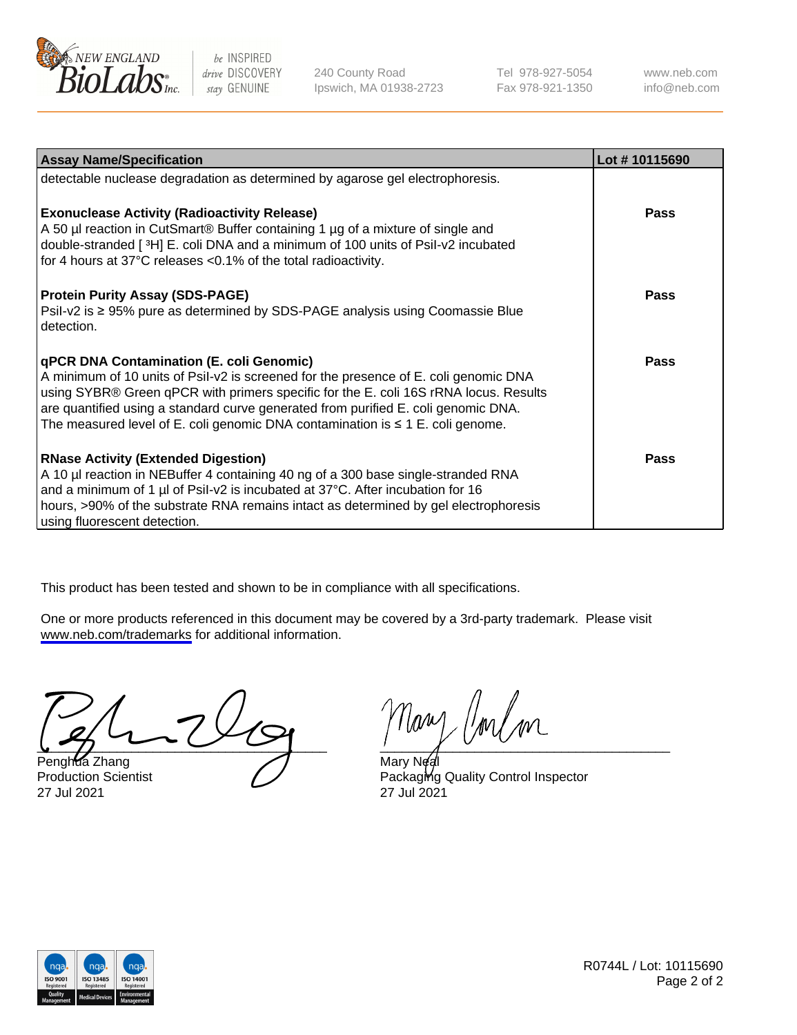| Assay Name/Specification | Lot # 10115690 |
| --- | --- |
| detectable nuclease degradation as determined by agarose gel electrophoresis. | |
| **Exonuclease Activity (Radioactivity Release)**<br>A 50 µl reaction in CutSmart® Buffer containing 1 µg of a mixture of single and double-stranded [ $^3$H] E. coli DNA and a minimum of 100 units of PsiI-v2 incubated for 4 hours at 37°C releases <0.1% of the total radioactivity. | **Pass** |
| **Protein Purity Assay (SDS-PAGE)**<br>PsiI-v2 is ≥ 95% pure as determined by SDS-PAGE analysis using Coomassie Blue detection. | **Pass** |
| **qPCR DNA Contamination (E. coli Genomic)**<br>A minimum of 10 units of PsiI-v2 is screened for the presence of E. coli genomic DNA using SYBR® Green qPCR with primers specific for the E. coli 16S rRNA locus. Results are quantified using a standard curve generated from purified E. coli genomic DNA. The measured level of E. coli genomic DNA contamination is ≤ 1 E. coli genome. | **Pass** |
| **RNase Activity (Extended Digestion)**<br>A 10 µl reaction in NEBuffer 4 containing 40 ng of a 300 base single-stranded RNA and a minimum of 1 µl of PsiI-v2 is incubated at 37°C. After incubation for 16 hours, >90% of the substrate RNA remains intact as determined by gel electrophoresis using fluorescent detection. | **Pass** |

This product has been tested and shown to be in compliance with all specifications.

One or more products referenced in this document may be covered by a 3rd-party trademark. Please visit www.neb.com/trademarks for additional information.

Penghua Zhang
Production Scientist
27 Jul 2021

Mary Neal
Packaging Quality Control Inspector
27 Jul 2021

R0744L / Lot: 10115690